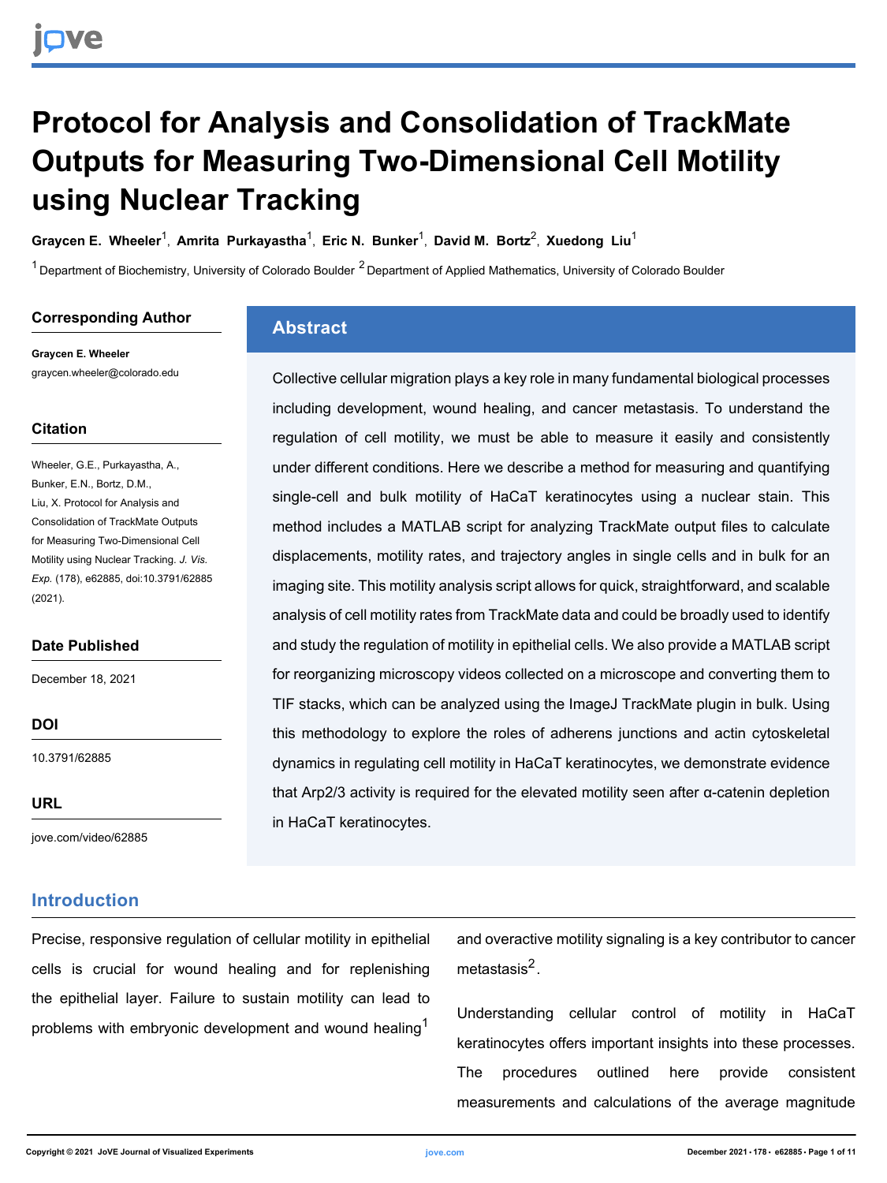# Protocol for Analysis and Consolidation of TrackMate Outputs for Measuring Two-Dimensional Cell Motility using Nuclear Tracking

**Graycen E. Wheeler**[1], **Amrita Purkayastha**[1], **Eric N. Bunker**[1], **David M. Bortz**[2], **Xuedong Liu**[1]

[1] Department of Biochemistry, University of Colorado Boulder [2] Department of Applied Mathematics, University of Colorado Boulder

## Corresponding Author

**Graycen E. Wheeler**
graycen.wheeler@colorado.edu

## Citation

Wheeler, G.E., Purkayastha, A., Bunker, E.N., Bortz, D.M., Liu, X. Protocol for Analysis and Consolidation of TrackMate Outputs for Measuring Two-Dimensional Cell Motility using Nuclear Tracking. *J. Vis. Exp.* (178), e62885, doi:10.3791/62885 (2021).

## Date Published

December 18, 2021

## DOI

10.3791/62885

## URL

jove.com/video/62885

## Abstract

Collective cellular migration plays a key role in many fundamental biological processes including development, wound healing, and cancer metastasis. To understand the regulation of cell motility, we must be able to measure it easily and consistently under different conditions. Here we describe a method for measuring and quantifying single-cell and bulk motility of HaCaT keratinocytes using a nuclear stain. This method includes a MATLAB script for analyzing TrackMate output files to calculate displacements, motility rates, and trajectory angles in single cells and in bulk for an imaging site. This motility analysis script allows for quick, straightforward, and scalable analysis of cell motility rates from TrackMate data and could be broadly used to identify and study the regulation of motility in epithelial cells. We also provide a MATLAB script for reorganizing microscopy videos collected on a microscope and converting them to TIF stacks, which can be analyzed using the ImageJ TrackMate plugin in bulk. Using this methodology to explore the roles of adherens junctions and actin cytoskeletal dynamics in regulating cell motility in HaCaT keratinocytes, we demonstrate evidence that Arp2/3 activity is required for the elevated motility seen after α-catenin depletion in HaCaT keratinocytes.

## Introduction

Precise, responsive regulation of cellular motility in epithelial cells is crucial for wound healing and for replenishing the epithelial layer. Failure to sustain motility can lead to problems with embryonic development and wound healing[1] and overactive motility signaling is a key contributor to cancer metastasis[2].

Understanding cellular control of motility in HaCaT keratinocytes offers important insights into these processes. The procedures outlined here provide consistent measurements and calculations of the average magnitude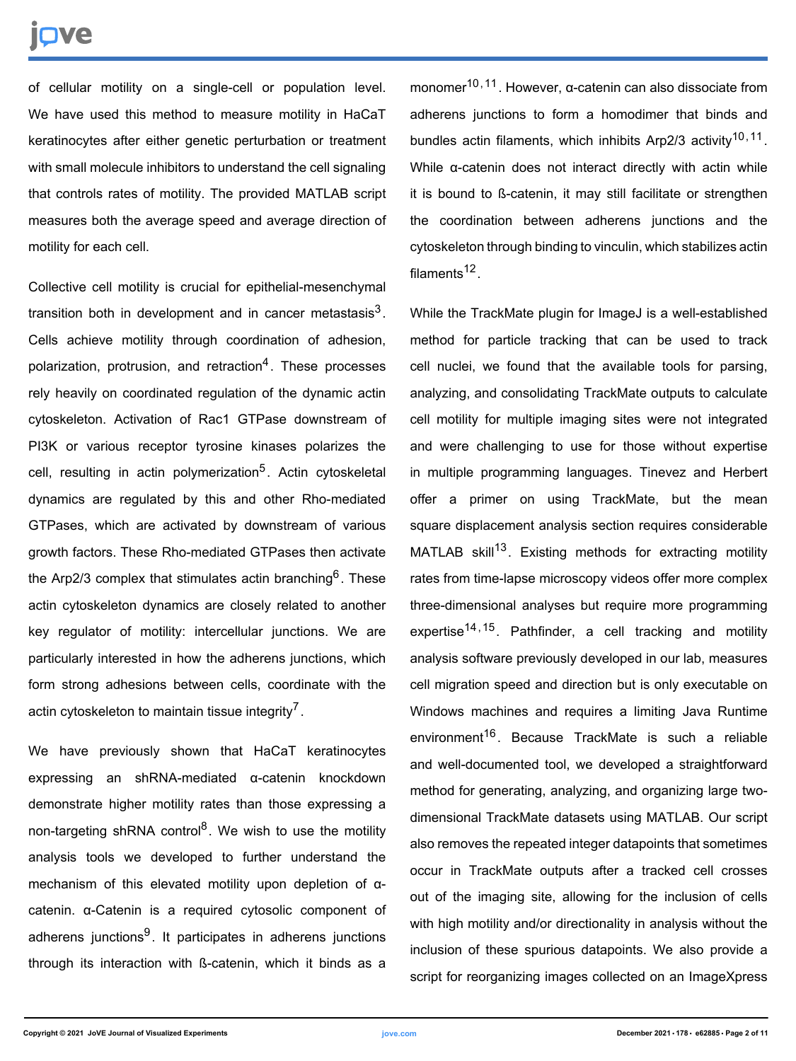of cellular motility on a single-cell or population level. We have used this method to measure motility in HaCaT keratinocytes after either genetic perturbation or treatment with small molecule inhibitors to understand the cell signaling that controls rates of motility. The provided MATLAB script measures both the average speed and average direction of motility for each cell.

Collective cell motility is crucial for epithelial-mesenchymal transition both in development and in cancer metastasis[3]. Cells achieve motility through coordination of adhesion, polarization, protrusion, and retraction[4]. These processes rely heavily on coordinated regulation of the dynamic actin cytoskeleton. Activation of Rac1 GTPase downstream of PI3K or various receptor tyrosine kinases polarizes the cell, resulting in actin polymerization[5]. Actin cytoskeletal dynamics are regulated by this and other Rho-mediated GTPases, which are activated by downstream of various growth factors. These Rho-mediated GTPases then activate the Arp2/3 complex that stimulates actin branching[6]. These actin cytoskeleton dynamics are closely related to another key regulator of motility: intercellular junctions. We are particularly interested in how the adherens junctions, which form strong adhesions between cells, coordinate with the actin cytoskeleton to maintain tissue integrity[7].

We have previously shown that HaCaT keratinocytes expressing an shRNA-mediated α-catenin knockdown demonstrate higher motility rates than those expressing a non-targeting shRNA control[8]. We wish to use the motility analysis tools we developed to further understand the mechanism of this elevated motility upon depletion of α-catenin. α-Catenin is a required cytosolic component of adherens junctions[9]. It participates in adherens junctions through its interaction with ß-catenin, which it binds as a monomer[10,11]. However, α-catenin can also dissociate from adherens junctions to form a homodimer that binds and bundles actin filaments, which inhibits Arp2/3 activity[10,11]. While α-catenin does not interact directly with actin while it is bound to ß-catenin, it may still facilitate or strengthen the coordination between adherens junctions and the cytoskeleton through binding to vinculin, which stabilizes actin filaments[12].

While the TrackMate plugin for ImageJ is a well-established method for particle tracking that can be used to track cell nuclei, we found that the available tools for parsing, analyzing, and consolidating TrackMate outputs to calculate cell motility for multiple imaging sites were not integrated and were challenging to use for those without expertise in multiple programming languages. Tinevez and Herbert offer a primer on using TrackMate, but the mean square displacement analysis section requires considerable MATLAB skill[13]. Existing methods for extracting motility rates from time-lapse microscopy videos offer more complex three-dimensional analyses but require more programming expertise[14,15]. Pathfinder, a cell tracking and motility analysis software previously developed in our lab, measures cell migration speed and direction but is only executable on Windows machines and requires a limiting Java Runtime environment[16]. Because TrackMate is such a reliable and well-documented tool, we developed a straightforward method for generating, analyzing, and organizing large two-dimensional TrackMate datasets using MATLAB. Our script also removes the repeated integer datapoints that sometimes occur in TrackMate outputs after a tracked cell crosses out of the imaging site, allowing for the inclusion of cells with high motility and/or directionality in analysis without the inclusion of these spurious datapoints. We also provide a script for reorganizing images collected on an ImageXpress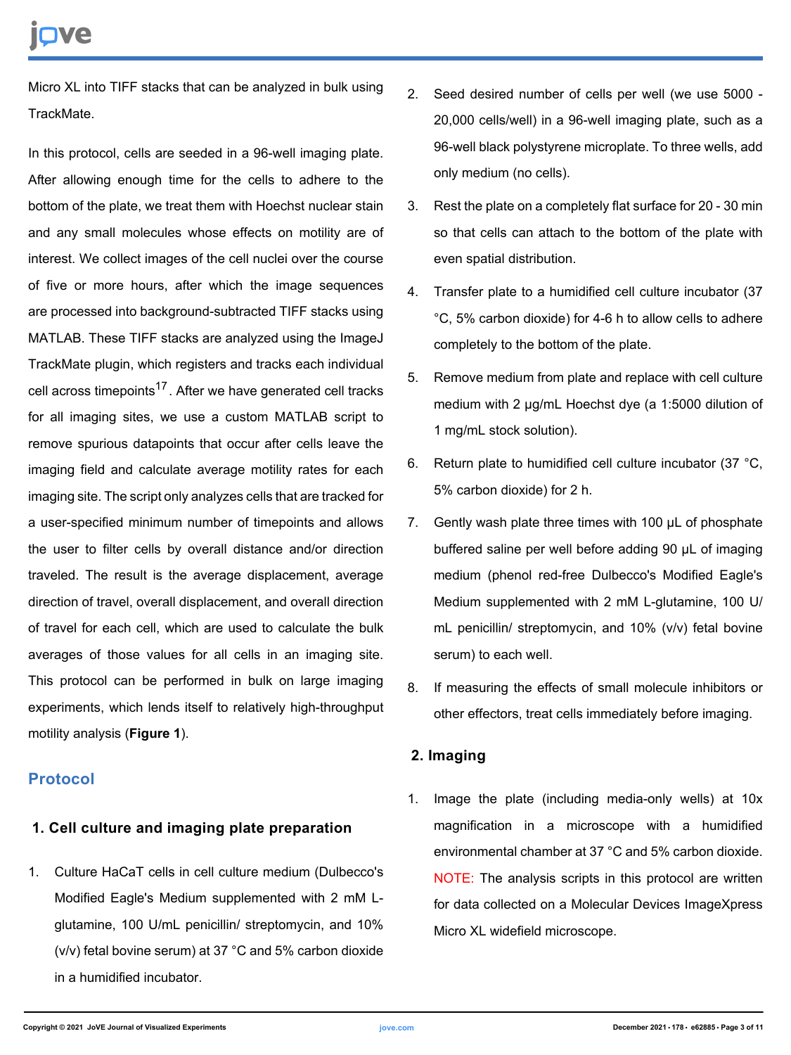Micro XL into TIFF stacks that can be analyzed in bulk using TrackMate.

In this protocol, cells are seeded in a 96-well imaging plate. After allowing enough time for the cells to adhere to the bottom of the plate, we treat them with Hoechst nuclear stain and any small molecules whose effects on motility are of interest. We collect images of the cell nuclei over the course of five or more hours, after which the image sequences are processed into background-subtracted TIFF stacks using MATLAB. These TIFF stacks are analyzed using the ImageJ TrackMate plugin, which registers and tracks each individual cell across timepoints[17]. After we have generated cell tracks for all imaging sites, we use a custom MATLAB script to remove spurious datapoints that occur after cells leave the imaging field and calculate average motility rates for each imaging site. The script only analyzes cells that are tracked for a user-specified minimum number of timepoints and allows the user to filter cells by overall distance and/or direction traveled. The result is the average displacement, average direction of travel, overall displacement, and overall direction of travel for each cell, which are used to calculate the bulk averages of those values for all cells in an imaging site. This protocol can be performed in bulk on large imaging experiments, which lends itself to relatively high-throughput motility analysis (**Figure 1**).

## Protocol

### 1. Cell culture and imaging plate preparation

1. Culture HaCaT cells in cell culture medium (Dulbecco's Modified Eagle's Medium supplemented with 2 mM L-glutamine, 100 U/mL penicillin/ streptomycin, and 10% (v/v) fetal bovine serum) at 37 °C and 5% carbon dioxide in a humidified incubator.
2. Seed desired number of cells per well (we use 5000 - 20,000 cells/well) in a 96-well imaging plate, such as a 96-well black polystyrene microplate. To three wells, add only medium (no cells).
3. Rest the plate on a completely flat surface for 20 - 30 min so that cells can attach to the bottom of the plate with even spatial distribution.
4. Transfer plate to a humidified cell culture incubator (37 °C, 5% carbon dioxide) for 4-6 h to allow cells to adhere completely to the bottom of the plate.
5. Remove medium from plate and replace with cell culture medium with 2 µg/mL Hoechst dye (a 1:5000 dilution of 1 mg/mL stock solution).
6. Return plate to humidified cell culture incubator (37 °C, 5% carbon dioxide) for 2 h.
7. Gently wash plate three times with 100 µL of phosphate buffered saline per well before adding 90 µL of imaging medium (phenol red-free Dulbecco's Modified Eagle's Medium supplemented with 2 mM L-glutamine, 100 U/ mL penicillin/ streptomycin, and 10% (v/v) fetal bovine serum) to each well.
8. If measuring the effects of small molecule inhibitors or other effectors, treat cells immediately before imaging.

### 2. Imaging

1. Image the plate (including media-only wells) at 10x magnification in a microscope with a humidified environmental chamber at 37 °C and 5% carbon dioxide.
   NOTE: The analysis scripts in this protocol are written for data collected on a Molecular Devices ImageXpress Micro XL widefield microscope.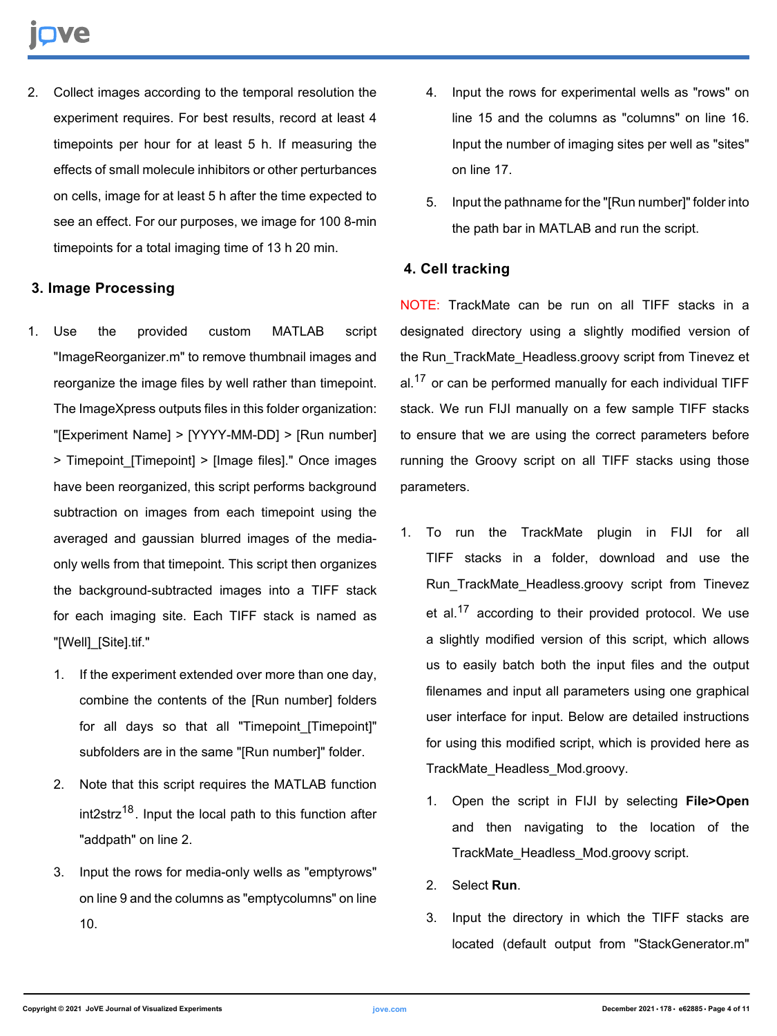2. Collect images according to the temporal resolution the experiment requires. For best results, record at least 4 timepoints per hour for at least 5 h. If measuring the effects of small molecule inhibitors or other perturbances on cells, image for at least 5 h after the time expected to see an effect. For our purposes, we image for 100 8-min timepoints for a total imaging time of 13 h 20 min.

### 3. Image Processing

1. Use the provided custom MATLAB script "ImageReorganizer.m" to remove thumbnail images and reorganize the image files by well rather than timepoint. The ImageXpress outputs files in this folder organization: "[Experiment Name] > [YYYY-MM-DD] > [Run number] > Timepoint_[Timepoint] > [Image files]." Once images have been reorganized, this script performs background subtraction on images from each timepoint using the averaged and gaussian blurred images of the media-only wells from that timepoint. This script then organizes the background-subtracted images into a TIFF stack for each imaging site. Each TIFF stack is named as "[Well]_[Site].tif."
    1. If the experiment extended over more than one day, combine the contents of the [Run number] folders for all days so that all "Timepoint_[Timepoint]" subfolders are in the same "[Run number]" folder.
    2. Note that this script requires the MATLAB function int2strz[18]. Input the local path to this function after "addpath" on line 2.
    3. Input the rows for media-only wells as "emptyrows" on line 9 and the columns as "emptycolumns" on line 10.
    4. Input the rows for experimental wells as "rows" on line 15 and the columns as "columns" on line 16. Input the number of imaging sites per well as "sites" on line 17.
    5. Input the pathname for the "[Run number]" folder into the path bar in MATLAB and run the script.

### 4. Cell tracking

NOTE: TrackMate can be run on all TIFF stacks in a designated directory using a slightly modified version of the Run_TrackMate_Headless.groovy script from Tinevez et al.[17] or can be performed manually for each individual TIFF stack. We run FIJI manually on a few sample TIFF stacks to ensure that we are using the correct parameters before running the Groovy script on all TIFF stacks using those parameters.

1. To run the TrackMate plugin in FIJI for all TIFF stacks in a folder, download and use the Run_TrackMate_Headless.groovy script from Tinevez et al.[17] according to their provided protocol. We use a slightly modified version of this script, which allows us to easily batch both the input files and the output filenames and input all parameters using one graphical user interface for input. Below are detailed instructions for using this modified script, which is provided here as TrackMate_Headless_Mod.groovy.
    1. Open the script in FIJI by selecting **File>Open** and then navigating to the location of the TrackMate_Headless_Mod.groovy script.
    2. Select **Run**.
    3. Input the directory in which the TIFF stacks are located (default output from "StackGenerator.m"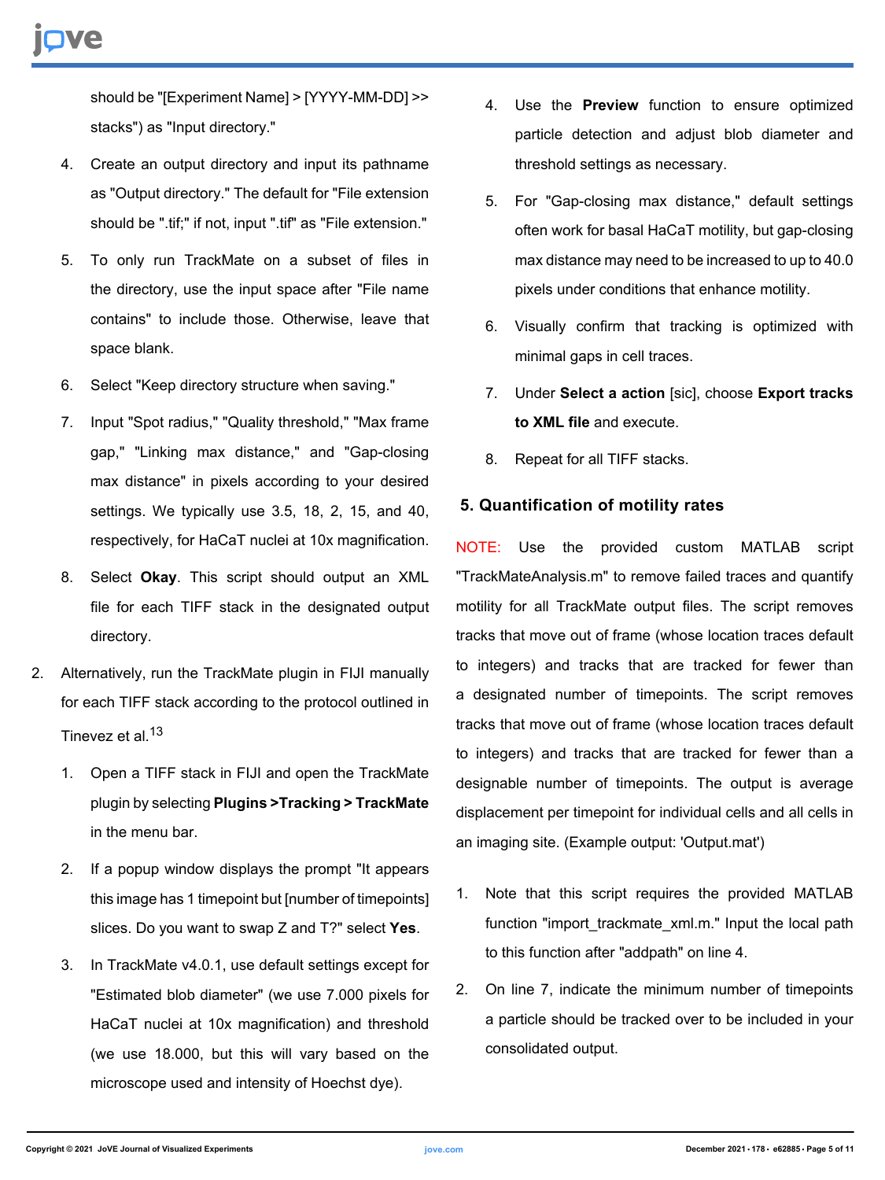should be "[Experiment Name] > [YYYY-MM-DD] >> stacks") as "Input directory."

4. Create an output directory and input its pathname as "Output directory." The default for "File extension should be ".tif;" if not, input ".tif" as "File extension."
5. To only run TrackMate on a subset of files in the directory, use the input space after "File name contains" to include those. Otherwise, leave that space blank.
6. Select "Keep directory structure when saving."
7. Input "Spot radius," "Quality threshold," "Max frame gap," "Linking max distance," and "Gap-closing max distance" in pixels according to your desired settings. We typically use 3.5, 18, 2, 15, and 40, respectively, for HaCaT nuclei at 10x magnification.
8. Select **Okay**. This script should output an XML file for each TIFF stack in the designated output directory.

2. Alternatively, run the TrackMate plugin in FIJI manually for each TIFF stack according to the protocol outlined in Tinevez et al.[13]
   1. Open a TIFF stack in FIJI and open the TrackMate plugin by selecting **Plugins >Tracking > TrackMate** in the menu bar.
   2. If a popup window displays the prompt "It appears this image has 1 timepoint but [number of timepoints] slices. Do you want to swap Z and T?" select **Yes**.
   3. In TrackMate v4.0.1, use default settings except for "Estimated blob diameter" (we use 7.000 pixels for HaCaT nuclei at 10x magnification) and threshold (we use 18.000, but this will vary based on the microscope used and intensity of Hoechst dye).
   4. Use the **Preview** function to ensure optimized particle detection and adjust blob diameter and threshold settings as necessary.
   5. For "Gap-closing max distance," default settings often work for basal HaCaT motility, but gap-closing max distance may need to be increased to up to 40.0 pixels under conditions that enhance motility.
   6. Visually confirm that tracking is optimized with minimal gaps in cell traces.
   7. Under **Select a action** [sic], choose **Export tracks to XML file** and execute.
   8. Repeat for all TIFF stacks.

### 5. Quantification of motility rates

NOTE: Use the provided custom MATLAB script "TrackMateAnalysis.m" to remove failed traces and quantify motility for all TrackMate output files. The script removes tracks that move out of frame (whose location traces default to integers) and tracks that are tracked for fewer than a designated number of timepoints. The script removes tracks that move out of frame (whose location traces default to integers) and tracks that are tracked for fewer than a designable number of timepoints. The output is average displacement per timepoint for individual cells and all cells in an imaging site. (Example output: 'Output.mat')

1. Note that this script requires the provided MATLAB function "import_trackmate_xml.m." Input the local path to this function after "addpath" on line 4.
2. On line 7, indicate the minimum number of timepoints a particle should be tracked over to be included in your consolidated output.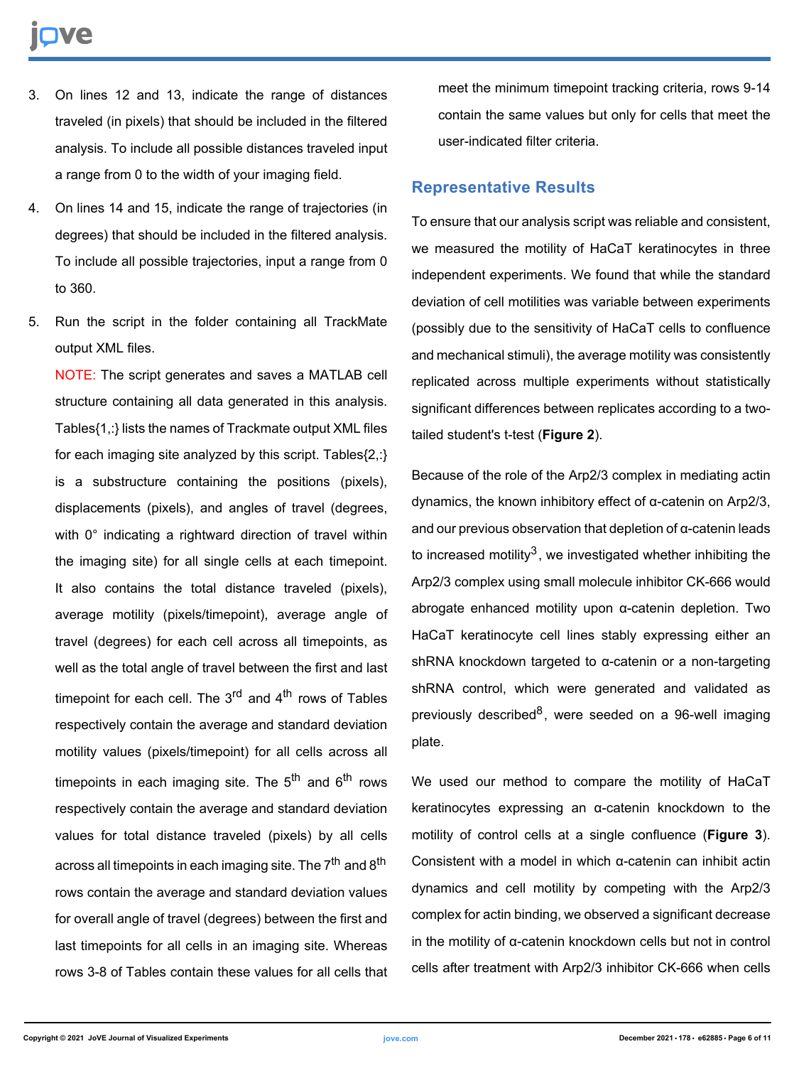3. On lines 12 and 13, indicate the range of distances traveled (in pixels) that should be included in the filtered analysis. To include all possible distances traveled input a range from 0 to the width of your imaging field.

4. On lines 14 and 15, indicate the range of trajectories (in degrees) that should be included in the filtered analysis. To include all possible trajectories, input a range from 0 to 360.

5. Run the script in the folder containing all TrackMate output XML files.

   NOTE: The script generates and saves a MATLAB cell structure containing all data generated in this analysis. Tables{1,:} lists the names of Trackmate output XML files for each imaging site analyzed by this script. Tables{2,:} is a substructure containing the positions (pixels), displacements (pixels), and angles of travel (degrees, with 0° indicating a rightward direction of travel within the imaging site) for all single cells at each timepoint. It also contains the total distance traveled (pixels), average motility (pixels/timepoint), average angle of travel (degrees) for each cell across all timepoints, as well as the total angle of travel between the first and last timepoint for each cell. The 3rd and 4th rows of Tables respectively contain the average and standard deviation motility values (pixels/timepoint) for all cells across all timepoints in each imaging site. The 5th and 6th rows respectively contain the average and standard deviation values for total distance traveled (pixels) by all cells across all timepoints in each imaging site. The 7th and 8th rows contain the average and standard deviation values for overall angle of travel (degrees) between the first and last timepoints for all cells in an imaging site. Whereas rows 3-8 of Tables contain these values for all cells that meet the minimum timepoint tracking criteria, rows 9-14 contain the same values but only for cells that meet the user-indicated filter criteria.

## Representative Results

To ensure that our analysis script was reliable and consistent, we measured the motility of HaCaT keratinocytes in three independent experiments. We found that while the standard deviation of cell motilities was variable between experiments (possibly due to the sensitivity of HaCaT cells to confluence and mechanical stimuli), the average motility was consistently replicated across multiple experiments without statistically significant differences between replicates according to a two-tailed student's t-test (**Figure 2**).

Because of the role of the Arp2/3 complex in mediating actin dynamics, the known inhibitory effect of α-catenin on Arp2/3, and our previous observation that depletion of α-catenin leads to increased motility[3], we investigated whether inhibiting the Arp2/3 complex using small molecule inhibitor CK-666 would abrogate enhanced motility upon α-catenin depletion. Two HaCaT keratinocyte cell lines stably expressing either an shRNA knockdown targeted to α-catenin or a non-targeting shRNA control, which were generated and validated as previously described[8], were seeded on a 96-well imaging plate.

We used our method to compare the motility of HaCaT keratinocytes expressing an α-catenin knockdown to the motility of control cells at a single confluence (**Figure 3**). Consistent with a model in which α-catenin can inhibit actin dynamics and cell motility by competing with the Arp2/3 complex for actin binding, we observed a significant decrease in the motility of α-catenin knockdown cells but not in control cells after treatment with Arp2/3 inhibitor CK-666 when cells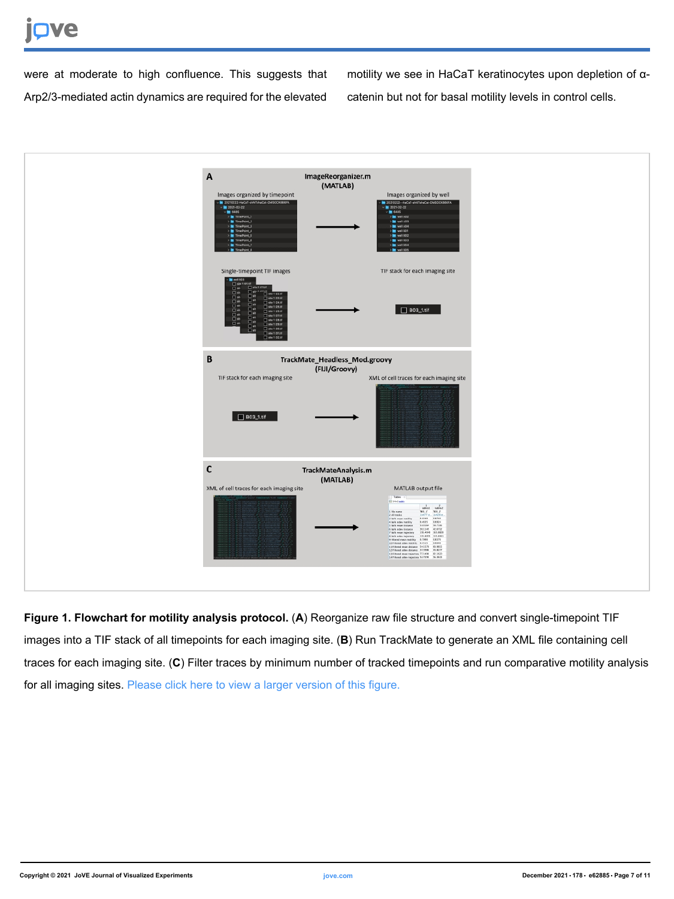were at moderate to high confluence. This suggests that Arp2/3-mediated actin dynamics are required for the elevated motility we see in HaCaT keratinocytes upon depletion of α-catenin but not for basal motility levels in control cells.

**Figure 1. Flowchart for motility analysis protocol.** (**A**) Reorganize raw file structure and convert single-timepoint TIF images into a TIF stack of all timepoints for each imaging site. (**B**) Run TrackMate to generate an XML file containing cell traces for each imaging site. (**C**) Filter traces by minimum number of tracked timepoints and run comparative motility analysis for all imaging sites. Please click here to view a larger version of this figure.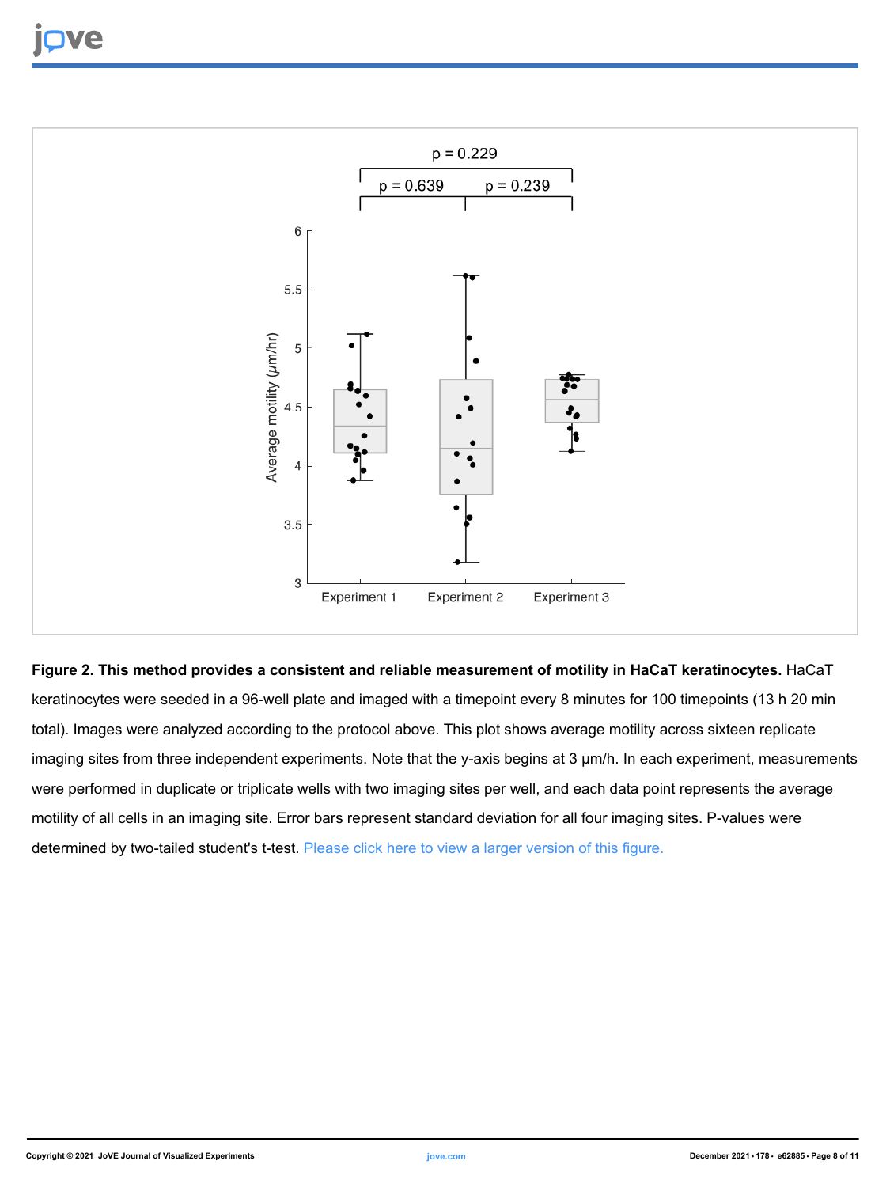**Figure 2. This method provides a consistent and reliable measurement of motility in HaCaT keratinocytes.** HaCaT keratinocytes were seeded in a 96-well plate and imaged with a timepoint every 8 minutes for 100 timepoints (13 h 20 min total). Images were analyzed according to the protocol above. This plot shows average motility across sixteen replicate imaging sites from three independent experiments. Note that the y-axis begins at 3 μm/h. In each experiment, measurements were performed in duplicate or triplicate wells with two imaging sites per well, and each data point represents the average motility of all cells in an imaging site. Error bars represent standard deviation for all four imaging sites. P-values were determined by two-tailed student's t-test. Please click here to view a larger version of this figure.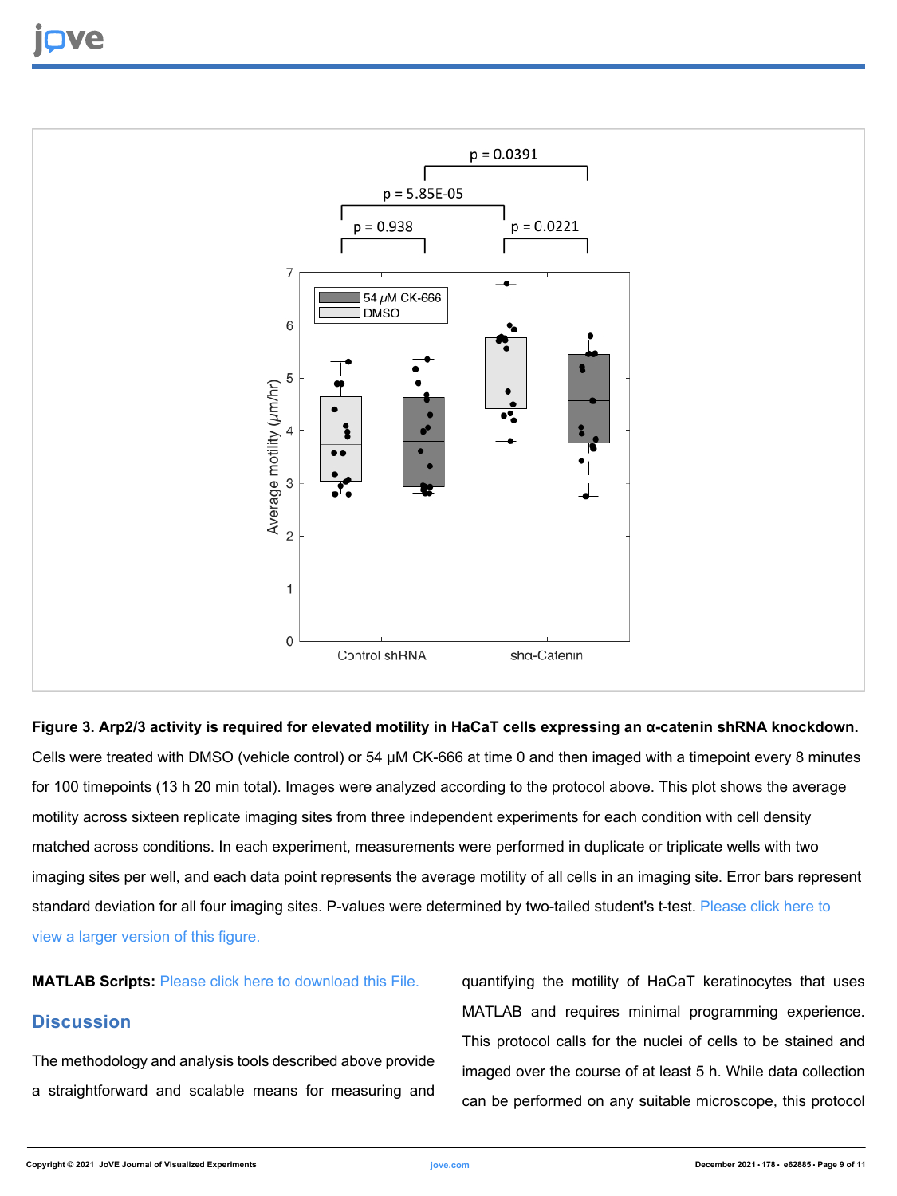**Figure 3. Arp2/3 activity is required for elevated motility in HaCaT cells expressing an α-catenin shRNA knockdown.** Cells were treated with DMSO (vehicle control) or 54 µM CK-666 at time 0 and then imaged with a timepoint every 8 minutes for 100 timepoints (13 h 20 min total). Images were analyzed according to the protocol above. This plot shows the average motility across sixteen replicate imaging sites from three independent experiments for each condition with cell density matched across conditions. In each experiment, measurements were performed in duplicate or triplicate wells with two imaging sites per well, and each data point represents the average motility of all cells in an imaging site. Error bars represent standard deviation for all four imaging sites. P-values were determined by two-tailed student's t-test. Please click here to view a larger version of this figure.

**MATLAB Scripts:** Please click here to download this File.

## Discussion

The methodology and analysis tools described above provide a straightforward and scalable means for measuring and quantifying the motility of HaCaT keratinocytes that uses MATLAB and requires minimal programming experience. This protocol calls for the nuclei of cells to be stained and imaged over the course of at least 5 h. While data collection can be performed on any suitable microscope, this protocol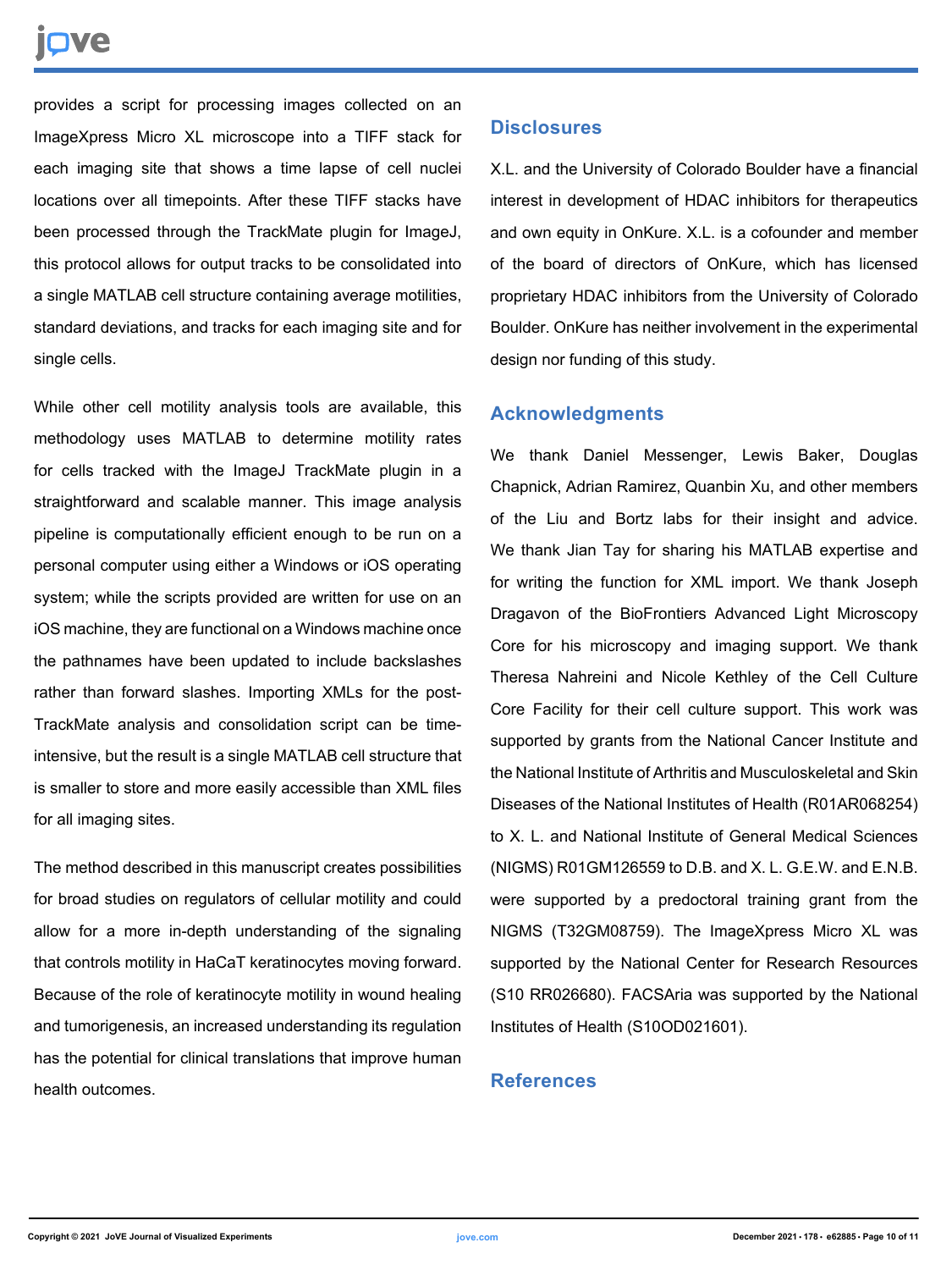provides a script for processing images collected on an ImageXpress Micro XL microscope into a TIFF stack for each imaging site that shows a time lapse of cell nuclei locations over all timepoints. After these TIFF stacks have been processed through the TrackMate plugin for ImageJ, this protocol allows for output tracks to be consolidated into a single MATLAB cell structure containing average motilities, standard deviations, and tracks for each imaging site and for single cells.

While other cell motility analysis tools are available, this methodology uses MATLAB to determine motility rates for cells tracked with the ImageJ TrackMate plugin in a straightforward and scalable manner. This image analysis pipeline is computationally efficient enough to be run on a personal computer using either a Windows or iOS operating system; while the scripts provided are written for use on an iOS machine, they are functional on a Windows machine once the pathnames have been updated to include backslashes rather than forward slashes. Importing XMLs for the post-TrackMate analysis and consolidation script can be time-intensive, but the result is a single MATLAB cell structure that is smaller to store and more easily accessible than XML files for all imaging sites.

The method described in this manuscript creates possibilities for broad studies on regulators of cellular motility and could allow for a more in-depth understanding of the signaling that controls motility in HaCaT keratinocytes moving forward. Because of the role of keratinocyte motility in wound healing and tumorigenesis, an increased understanding its regulation has the potential for clinical translations that improve human health outcomes.

## Disclosures

X.L. and the University of Colorado Boulder have a financial interest in development of HDAC inhibitors for therapeutics and own equity in OnKure. X.L. is a cofounder and member of the board of directors of OnKure, which has licensed proprietary HDAC inhibitors from the University of Colorado Boulder. OnKure has neither involvement in the experimental design nor funding of this study.

## Acknowledgments

We thank Daniel Messenger, Lewis Baker, Douglas Chapnick, Adrian Ramirez, Quanbin Xu, and other members of the Liu and Bortz labs for their insight and advice. We thank Jian Tay for sharing his MATLAB expertise and for writing the function for XML import. We thank Joseph Dragavon of the BioFrontiers Advanced Light Microscopy Core for his microscopy and imaging support. We thank Theresa Nahreini and Nicole Kethley of the Cell Culture Core Facility for their cell culture support. This work was supported by grants from the National Cancer Institute and the National Institute of Arthritis and Musculoskeletal and Skin Diseases of the National Institutes of Health (R01AR068254) to X. L. and National Institute of General Medical Sciences (NIGMS) R01GM126559 to D.B. and X. L. G.E.W. and E.N.B. were supported by a predoctoral training grant from the NIGMS (T32GM08759). The ImageXpress Micro XL was supported by the National Center for Research Resources (S10 RR026680). FACSAria was supported by the National Institutes of Health (S10OD021601).

## References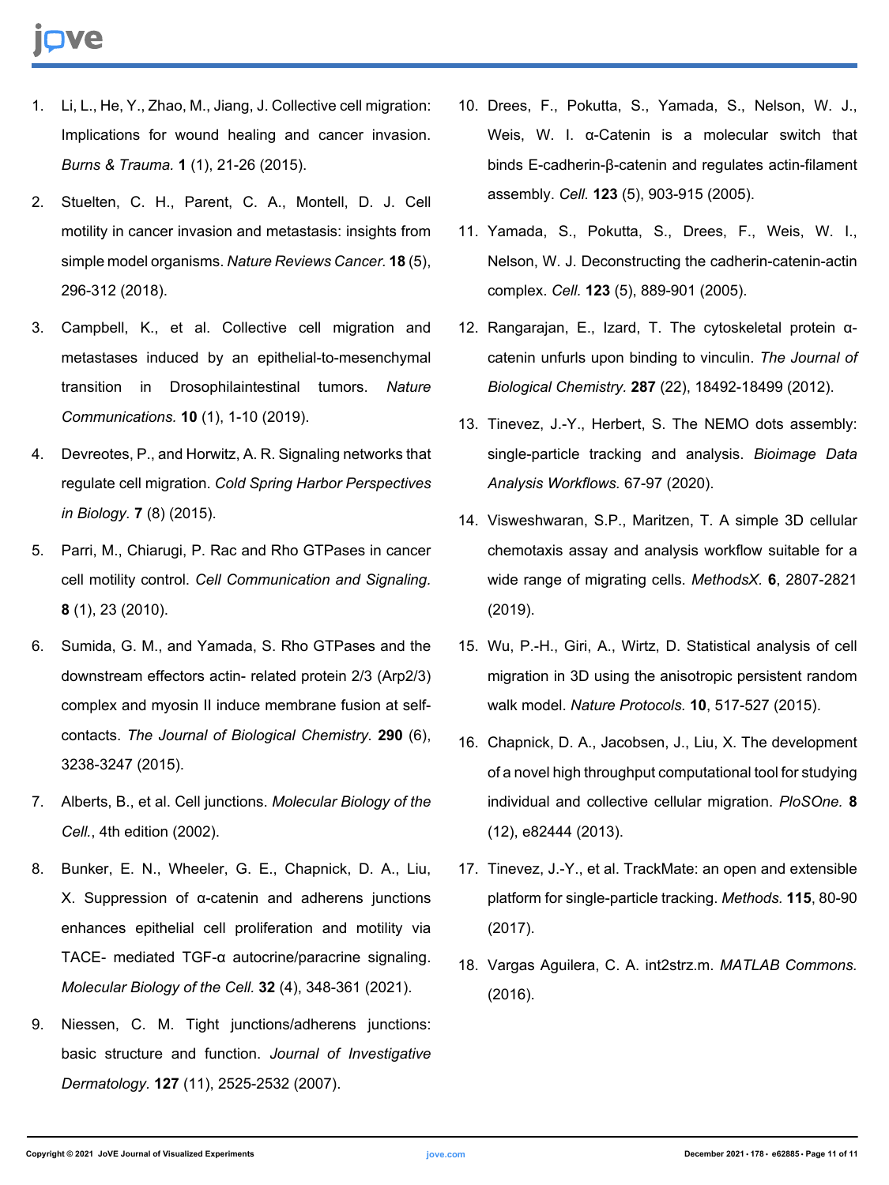1. Li, L., He, Y., Zhao, M., Jiang, J. Collective cell migration: Implications for wound healing and cancer invasion. *Burns & Trauma.* **1** (1), 21-26 (2015).
2. Stuelten, C. H., Parent, C. A., Montell, D. J. Cell motility in cancer invasion and metastasis: insights from simple model organisms. *Nature Reviews Cancer.* **18** (5), 296-312 (2018).
3. Campbell, K., et al. Collective cell migration and metastases induced by an epithelial-to-mesenchymal transition in Drosophilaintestinal tumors. *Nature Communications.* **10** (1), 1-10 (2019).
4. Devreotes, P., and Horwitz, A. R. Signaling networks that regulate cell migration. *Cold Spring Harbor Perspectives in Biology.* **7** (8) (2015).
5. Parri, M., Chiarugi, P. Rac and Rho GTPases in cancer cell motility control. *Cell Communication and Signaling.* **8** (1), 23 (2010).
6. Sumida, G. M., and Yamada, S. Rho GTPases and the downstream effectors actin- related protein 2/3 (Arp2/3) complex and myosin II induce membrane fusion at self-contacts. *The Journal of Biological Chemistry.* **290** (6), 3238-3247 (2015).
7. Alberts, B., et al. Cell junctions. *Molecular Biology of the Cell.*, 4th edition (2002).
8. Bunker, E. N., Wheeler, G. E., Chapnick, D. A., Liu, X. Suppression of α-catenin and adherens junctions enhances epithelial cell proliferation and motility via TACE- mediated TGF-α autocrine/paracrine signaling. *Molecular Biology of the Cell.* **32** (4), 348-361 (2021).
9. Niessen, C. M. Tight junctions/adherens junctions: basic structure and function. *Journal of Investigative Dermatology.* **127** (11), 2525-2532 (2007).
10. Drees, F., Pokutta, S., Yamada, S., Nelson, W. J., Weis, W. I. α-Catenin is a molecular switch that binds E-cadherin-β-catenin and regulates actin-filament assembly. *Cell.* **123** (5), 903-915 (2005).
11. Yamada, S., Pokutta, S., Drees, F., Weis, W. I., Nelson, W. J. Deconstructing the cadherin-catenin-actin complex. *Cell.* **123** (5), 889-901 (2005).
12. Rangarajan, E., Izard, T. The cytoskeletal protein α-catenin unfurls upon binding to vinculin. *The Journal of Biological Chemistry.* **287** (22), 18492-18499 (2012).
13. Tinevez, J.-Y., Herbert, S. The NEMO dots assembly: single-particle tracking and analysis. *Bioimage Data Analysis Workflows.* 67-97 (2020).
14. Visweshwaran, S.P., Maritzen, T. A simple 3D cellular chemotaxis assay and analysis workflow suitable for a wide range of migrating cells. *MethodsX.* **6**, 2807-2821 (2019).
15. Wu, P.-H., Giri, A., Wirtz, D. Statistical analysis of cell migration in 3D using the anisotropic persistent random walk model. *Nature Protocols.* **10**, 517-527 (2015).
16. Chapnick, D. A., Jacobsen, J., Liu, X. The development of a novel high throughput computational tool for studying individual and collective cellular migration. *PloSOne.* **8** (12), e82444 (2013).
17. Tinevez, J.-Y., et al. TrackMate: an open and extensible platform for single-particle tracking. *Methods.* **115**, 80-90 (2017).
18. Vargas Aguilera, C. A. int2strz.m. *MATLAB Commons.* (2016).